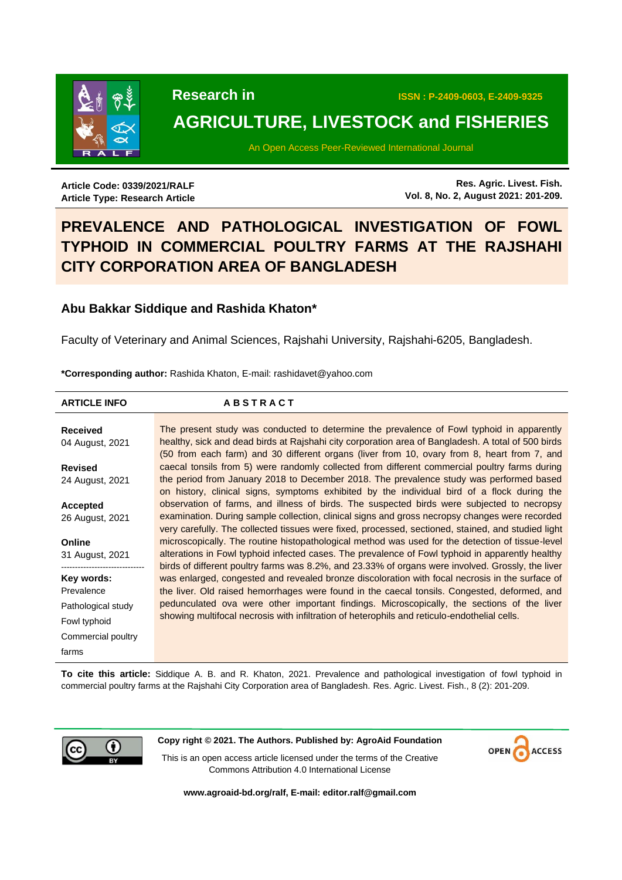Research in

**AGRICULTURE, LIVESTOCK and FISHERIES**

ISSN : P-2409-0603, E-2409-9325

An Open Access Peer-Reviewed International Journal

**Article Code: 0339/2021/RALF**
**Article Type: Research Article**

**Res. Agric. Livest. Fish.**
**Vol. 8, No. 2, August 2021: 201-209.**

# PREVALENCE AND PATHOLOGICAL INVESTIGATION OF FOWL TYPHOID IN COMMERCIAL POULTRY FARMS AT THE RAJSHAHI CITY CORPORATION AREA OF BANGLADESH

### Abu Bakkar Siddique and Rashida Khaton*

Faculty of Veterinary and Animal Sciences, Rajshahi University, Rajshahi-6205, Bangladesh.

**\*Corresponding author:** Rashida Khaton, E-mail: rashidavet@yahoo.com

**ARTICLE INFO**

**Received**
04 August, 2021

**Revised**
24 August, 2021

**Accepted**
26 August, 2021

**Online**
31 August, 2021

**Key words:**
Prevalence
Pathological study
Fowl typhoid
Commercial poultry farms

**ABSTRACT**

The present study was conducted to determine the prevalence of Fowl typhoid in apparently healthy, sick and dead birds at Rajshahi city corporation area of Bangladesh. A total of 500 birds (50 from each farm) and 30 different organs (liver from 10, ovary from 8, heart from 7, and caecal tonsils from 5) were randomly collected from different commercial poultry farms during the period from January 2018 to December 2018. The prevalence study was performed based on history, clinical signs, symptoms exhibited by the individual bird of a flock during the observation of farms, and illness of birds. The suspected birds were subjected to necropsy examination. During sample collection, clinical signs and gross necropsy changes were recorded very carefully. The collected tissues were fixed, processed, sectioned, stained, and studied light microscopically. The routine histopathological method was used for the detection of tissue-level alterations in Fowl typhoid infected cases. The prevalence of Fowl typhoid in apparently healthy birds of different poultry farms was 8.2%, and 23.33% of organs were involved. Grossly, the liver was enlarged, congested and revealed bronze discoloration with focal necrosis in the surface of the liver. Old raised hemorrhages were found in the caecal tonsils. Congested, deformed, and pedunculated ova were other important findings. Microscopically, the sections of the liver showing multifocal necrosis with infiltration of heterophils and reticulo-endothelial cells.

**To cite this article:** Siddique A. B. and R. Khaton, 2021. Prevalence and pathological investigation of fowl typhoid in commercial poultry farms at the Rajshahi City Corporation area of Bangladesh. Res. Agric. Livest. Fish., 8 (2): 201-209.

**Copy right © 2021. The Authors. Published by: AgroAid Foundation**

This is an open access article licensed under the terms of the Creative Commons Attribution 4.0 International License

**www.agroaid-bd.org/ralf, E-mail: editor.ralf@gmail.com**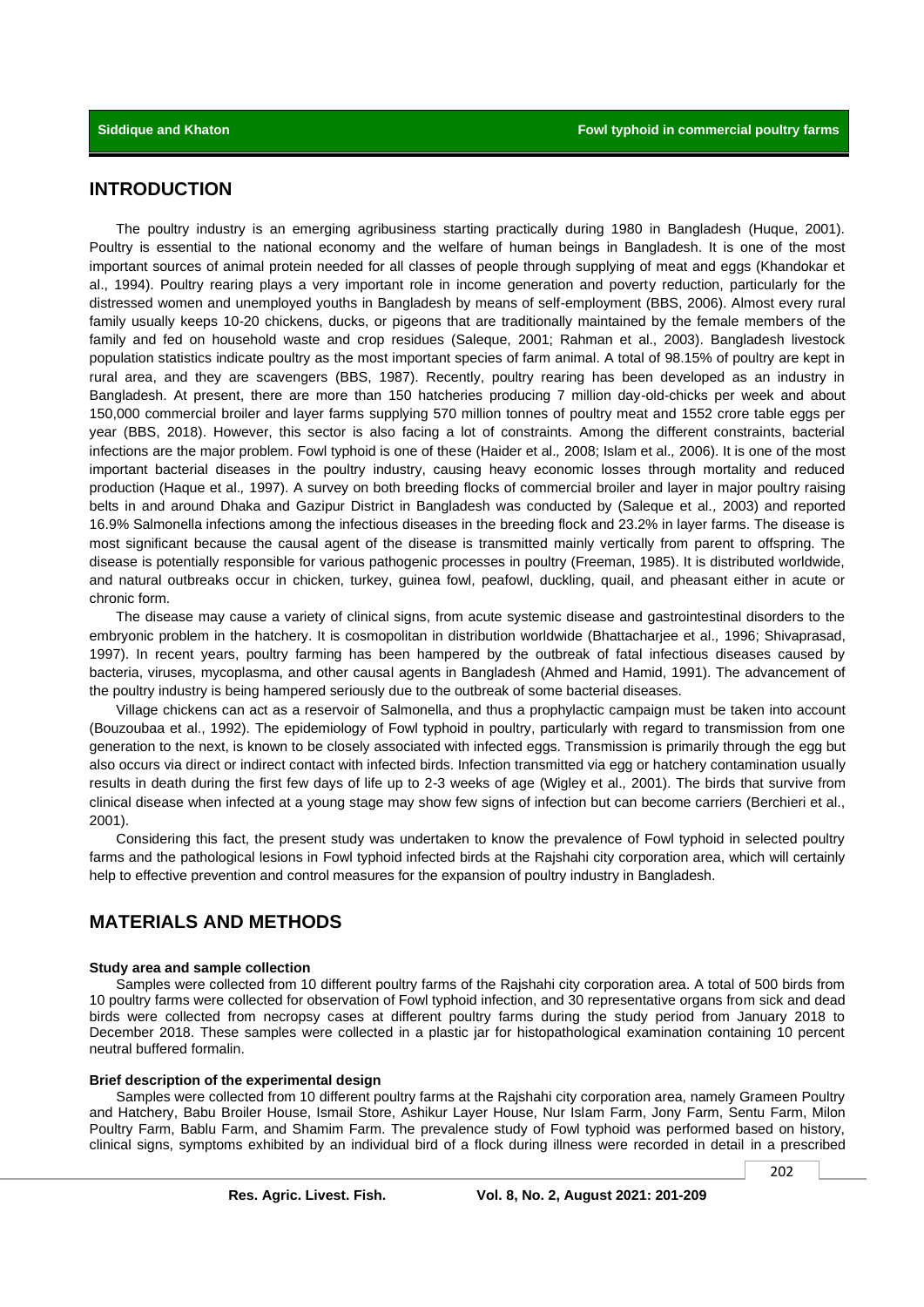## INTRODUCTION

The poultry industry is an emerging agribusiness starting practically during 1980 in Bangladesh (Huque, 2001). Poultry is essential to the national economy and the welfare of human beings in Bangladesh. It is one of the most important sources of animal protein needed for all classes of people through supplying of meat and eggs (Khandokar et al., 1994). Poultry rearing plays a very important role in income generation and poverty reduction, particularly for the distressed women and unemployed youths in Bangladesh by means of self-employment (BBS, 2006). Almost every rural family usually keeps 10-20 chickens, ducks, or pigeons that are traditionally maintained by the female members of the family and fed on household waste and crop residues (Saleque, 2001; Rahman et al., 2003). Bangladesh livestock population statistics indicate poultry as the most important species of farm animal. A total of 98.15% of poultry are kept in rural area, and they are scavengers (BBS, 1987). Recently, poultry rearing has been developed as an industry in Bangladesh. At present, there are more than 150 hatcheries producing 7 million day-old-chicks per week and about 150,000 commercial broiler and layer farms supplying 570 million tonnes of poultry meat and 1552 crore table eggs per year (BBS, 2018). However, this sector is also facing a lot of constraints. Among the different constraints, bacterial infections are the major problem. Fowl typhoid is one of these (Haider et al., 2008; Islam et al., 2006). It is one of the most important bacterial diseases in the poultry industry, causing heavy economic losses through mortality and reduced production (Haque et al., 1997). A survey on both breeding flocks of commercial broiler and layer in major poultry raising belts in and around Dhaka and Gazipur District in Bangladesh was conducted by (Saleque et al., 2003) and reported 16.9% Salmonella infections among the infectious diseases in the breeding flock and 23.2% in layer farms. The disease is most significant because the causal agent of the disease is transmitted mainly vertically from parent to offspring. The disease is potentially responsible for various pathogenic processes in poultry (Freeman, 1985). It is distributed worldwide, and natural outbreaks occur in chicken, turkey, guinea fowl, peafowl, duckling, quail, and pheasant either in acute or chronic form.

The disease may cause a variety of clinical signs, from acute systemic disease and gastrointestinal disorders to the embryonic problem in the hatchery. It is cosmopolitan in distribution worldwide (Bhattacharjee et al., 1996; Shivaprasad, 1997). In recent years, poultry farming has been hampered by the outbreak of fatal infectious diseases caused by bacteria, viruses, mycoplasma, and other causal agents in Bangladesh (Ahmed and Hamid, 1991). The advancement of the poultry industry is being hampered seriously due to the outbreak of some bacterial diseases.

Village chickens can act as a reservoir of Salmonella, and thus a prophylactic campaign must be taken into account (Bouzoubaa et al., 1992). The epidemiology of Fowl typhoid in poultry, particularly with regard to transmission from one generation to the next, is known to be closely associated with infected eggs. Transmission is primarily through the egg but also occurs via direct or indirect contact with infected birds. Infection transmitted via egg or hatchery contamination usually results in death during the first few days of life up to 2-3 weeks of age (Wigley et al., 2001). The birds that survive from clinical disease when infected at a young stage may show few signs of infection but can become carriers (Berchieri et al., 2001).

Considering this fact, the present study was undertaken to know the prevalence of Fowl typhoid in selected poultry farms and the pathological lesions in Fowl typhoid infected birds at the Rajshahi city corporation area, which will certainly help to effective prevention and control measures for the expansion of poultry industry in Bangladesh.

## MATERIALS AND METHODS

### Study area and sample collection

Samples were collected from 10 different poultry farms of the Rajshahi city corporation area. A total of 500 birds from 10 poultry farms were collected for observation of Fowl typhoid infection, and 30 representative organs from sick and dead birds were collected from necropsy cases at different poultry farms during the study period from January 2018 to December 2018. These samples were collected in a plastic jar for histopathological examination containing 10 percent neutral buffered formalin.

### Brief description of the experimental design

Samples were collected from 10 different poultry farms at the Rajshahi city corporation area, namely Grameen Poultry and Hatchery, Babu Broiler House, Ismail Store, Ashikur Layer House, Nur Islam Farm, Jony Farm, Sentu Farm, Milon Poultry Farm, Bablu Farm, and Shamim Farm. The prevalence study of Fowl typhoid was performed based on history, clinical signs, symptoms exhibited by an individual bird of a flock during illness were recorded in detail in a prescribed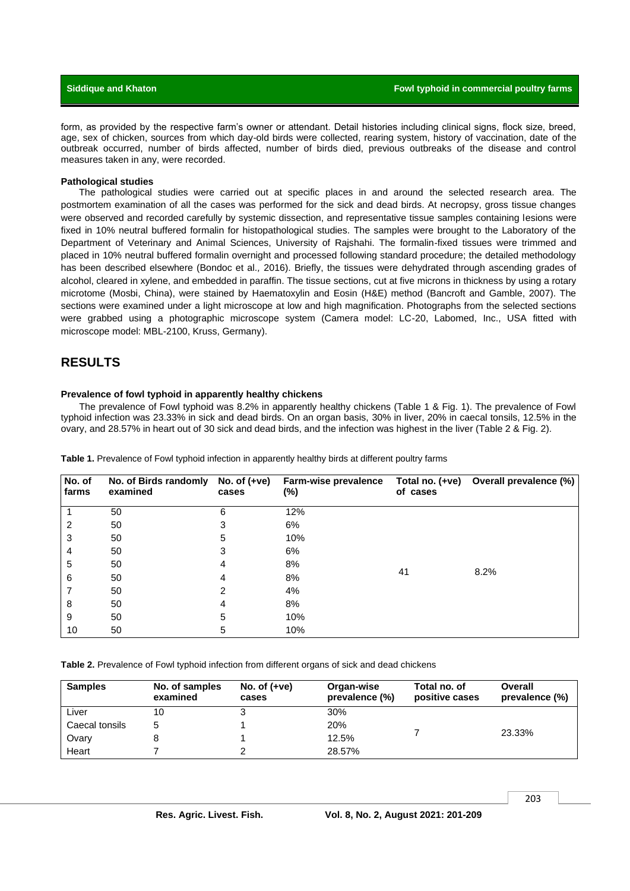form, as provided by the respective farm's owner or attendant. Detail histories including clinical signs, flock size, breed, age, sex of chicken, sources from which day-old birds were collected, rearing system, history of vaccination, date of the outbreak occurred, number of birds affected, number of birds died, previous outbreaks of the disease and control measures taken in any, were recorded.

**Pathological studies**

The pathological studies were carried out at specific places in and around the selected research area. The postmortem examination of all the cases was performed for the sick and dead birds. At necropsy, gross tissue changes were observed and recorded carefully by systemic dissection, and representative tissue samples containing lesions were fixed in 10% neutral buffered formalin for histopathological studies. The samples were brought to the Laboratory of the Department of Veterinary and Animal Sciences, University of Rajshahi. The formalin-fixed tissues were trimmed and placed in 10% neutral buffered formalin overnight and processed following standard procedure; the detailed methodology has been described elsewhere (Bondoc et al., 2016). Briefly, the tissues were dehydrated through ascending grades of alcohol, cleared in xylene, and embedded in paraffin. The tissue sections, cut at five microns in thickness by using a rotary microtome (Mosbi, China), were stained by Haematoxylin and Eosin (H&E) method (Bancroft and Gamble, 2007). The sections were examined under a light microscope at low and high magnification. Photographs from the selected sections were grabbed using a photographic microscope system (Camera model: LC-20, Labomed, Inc., USA fitted with microscope model: MBL-2100, Kruss, Germany).

# RESULTS

**Prevalence of fowl typhoid in apparently healthy chickens**

The prevalence of Fowl typhoid was 8.2% in apparently healthy chickens (Table 1 & Fig. 1). The prevalence of Fowl typhoid infection was 23.33% in sick and dead birds. On an organ basis, 30% in liver, 20% in caecal tonsils, 12.5% in the ovary, and 28.57% in heart out of 30 sick and dead birds, and the infection was highest in the liver (Table 2 & Fig. 2).

**Table 1.** Prevalence of Fowl typhoid infection in apparently healthy birds at different poultry farms

| No. of farms | No. of Birds randomly examined | No. of (+ve) cases | Farm-wise prevalence (%) | Total no. (+ve) of cases | Overall prevalence (%) |
|---|---|---|---|---|---|
| 1 | 50 | 6 | 12% | | |
| 2 | 50 | 3 | 6% | | |
| 3 | 50 | 5 | 10% | | |
| 4 | 50 | 3 | 6% | | |
| 5 | 50 | 4 | 8% | 41 | 8.2% |
| 6 | 50 | 4 | 8% | | |
| 7 | 50 | 2 | 4% | | |
| 8 | 50 | 4 | 8% | | |
| 9 | 50 | 5 | 10% | | |
| 10 | 50 | 5 | 10% | | |

**Table 2.** Prevalence of Fowl typhoid infection from different organs of sick and dead chickens

| Samples | No. of samples examined | No. of (+ve) cases | Organ-wise prevalence (%) | Total no. of positive cases | Overall prevalence (%) |
|---|---|---|---|---|---|
| Liver | 10 | 3 | 30% | | |
| Caecal tonsils | 5 | 1 | 20% | 7 | 23.33% |
| Ovary | 8 | 1 | 12.5% | | |
| Heart | 7 | 2 | 28.57% | | |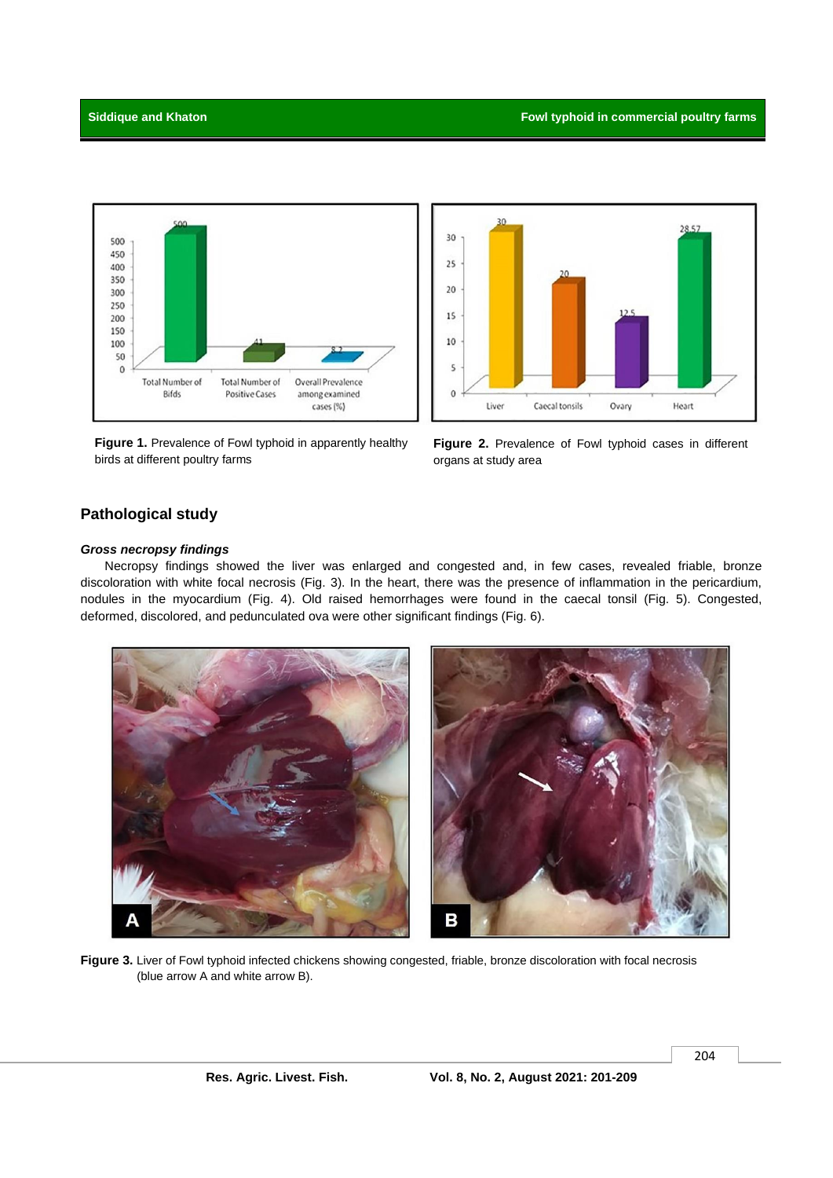Figure 1. Prevalence of Fowl typhoid in apparently healthy birds at different poultry farms

Figure 2. Prevalence of Fowl typhoid cases in different organs at study area

## Pathological study

***Gross necropsy findings***

Necropsy findings showed the liver was enlarged and congested and, in few cases, revealed friable, bronze discoloration with white focal necrosis (Fig. 3). In the heart, there was the presence of inflammation in the pericardium, nodules in the myocardium (Fig. 4). Old raised hemorrhages were found in the caecal tonsil (Fig. 5). Congested, deformed, discolored, and pedunculated ova were other significant findings (Fig. 6).

**Figure 3.** Liver of Fowl typhoid infected chickens showing congested, friable, bronze discoloration with focal necrosis (blue arrow A and white arrow B).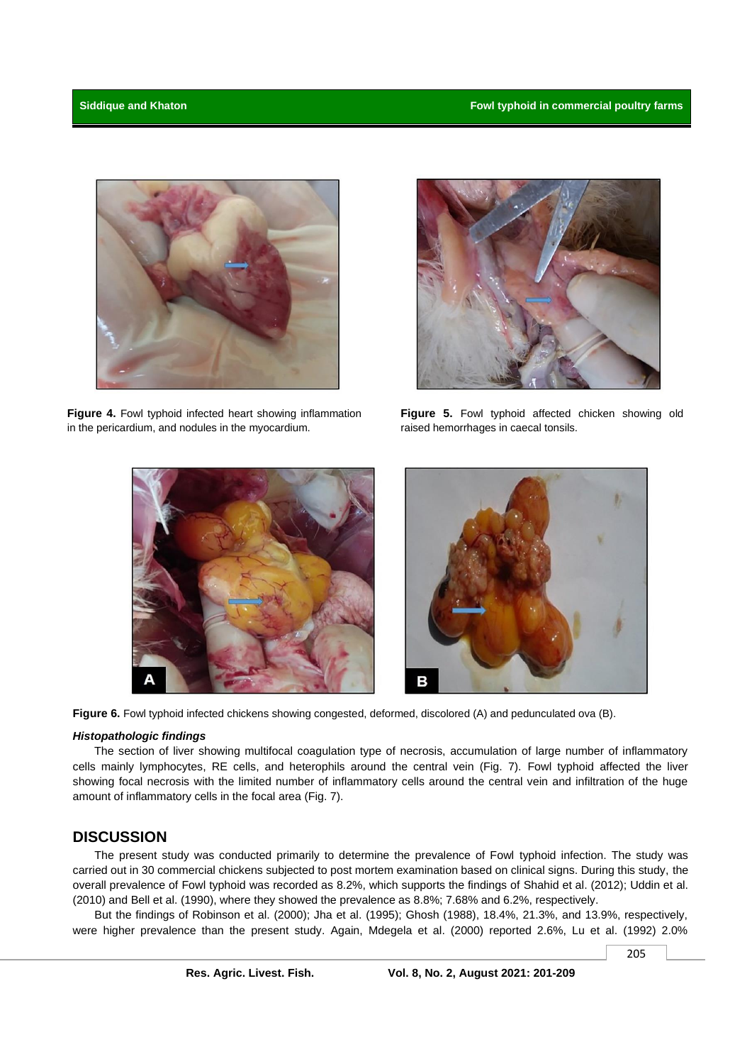**Figure 4.** Fowl typhoid infected heart showing inflammation in the pericardium, and nodules in the myocardium.

**Figure 5.** Fowl typhoid affected chicken showing old raised hemorrhages in caecal tonsils.

**Figure 6.** Fowl typhoid infected chickens showing congested, deformed, discolored (A) and pedunculated ova (B).

***Histopathologic findings***

The section of liver showing multifocal coagulation type of necrosis, accumulation of large number of inflammatory cells mainly lymphocytes, RE cells, and heterophils around the central vein (Fig. 7). Fowl typhoid affected the liver showing focal necrosis with the limited number of inflammatory cells around the central vein and infiltration of the huge amount of inflammatory cells in the focal area (Fig. 7).

## DISCUSSION

The present study was conducted primarily to determine the prevalence of Fowl typhoid infection. The study was carried out in 30 commercial chickens subjected to post mortem examination based on clinical signs. During this study, the overall prevalence of Fowl typhoid was recorded as 8.2%, which supports the findings of Shahid et al. (2012); Uddin et al. (2010) and Bell et al. (1990), where they showed the prevalence as 8.8%; 7.68% and 6.2%, respectively.

But the findings of Robinson et al. (2000); Jha et al. (1995); Ghosh (1988), 18.4%, 21.3%, and 13.9%, respectively, were higher prevalence than the present study. Again, Mdegela et al. (2000) reported 2.6%, Lu et al. (1992) 2.0%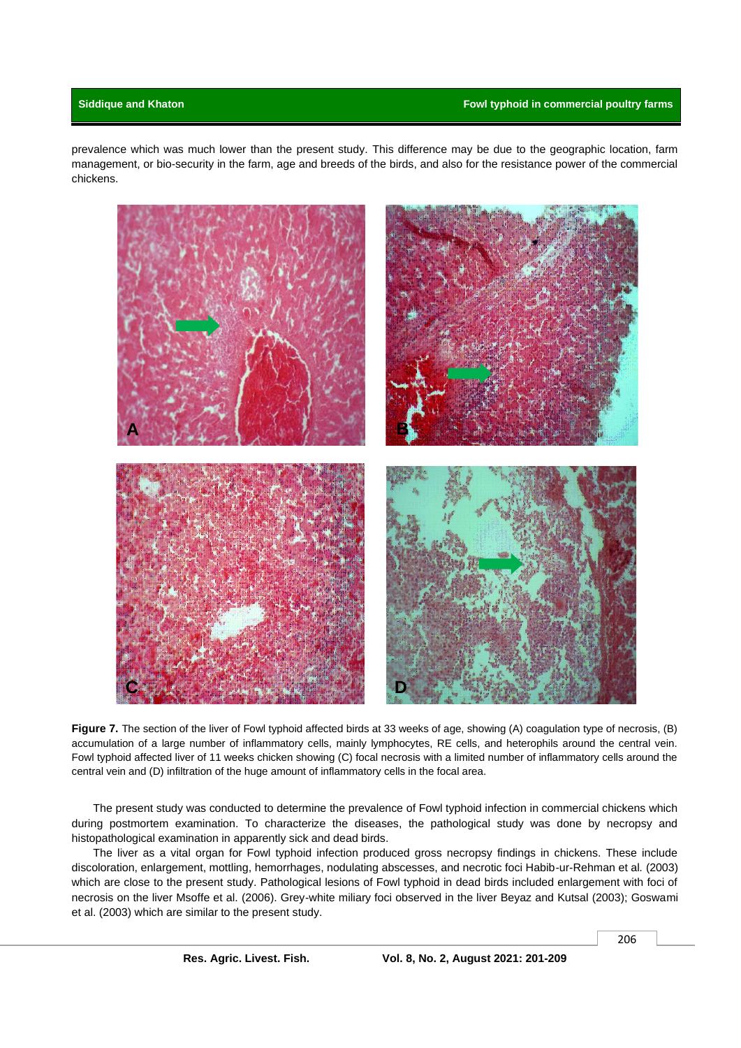prevalence which was much lower than the present study. This difference may be due to the geographic location, farm management, or bio-security in the farm, age and breeds of the birds, and also for the resistance power of the commercial chickens.

**Figure 7.** The section of the liver of Fowl typhoid affected birds at 33 weeks of age, showing (A) coagulation type of necrosis, (B) accumulation of a large number of inflammatory cells, mainly lymphocytes, RE cells, and heterophils around the central vein. Fowl typhoid affected liver of 11 weeks chicken showing (C) focal necrosis with a limited number of inflammatory cells around the central vein and (D) infiltration of the huge amount of inflammatory cells in the focal area.

The present study was conducted to determine the prevalence of Fowl typhoid infection in commercial chickens which during postmortem examination. To characterize the diseases, the pathological study was done by necropsy and histopathological examination in apparently sick and dead birds.

The liver as a vital organ for Fowl typhoid infection produced gross necropsy findings in chickens. These include discoloration, enlargement, mottling, hemorrhages, nodulating abscesses, and necrotic foci Habib-ur-Rehman et al. (2003) which are close to the present study. Pathological lesions of Fowl typhoid in dead birds included enlargement with foci of necrosis on the liver Msoffe et al. (2006). Grey-white miliary foci observed in the liver Beyaz and Kutsal (2003); Goswami et al. (2003) which are similar to the present study.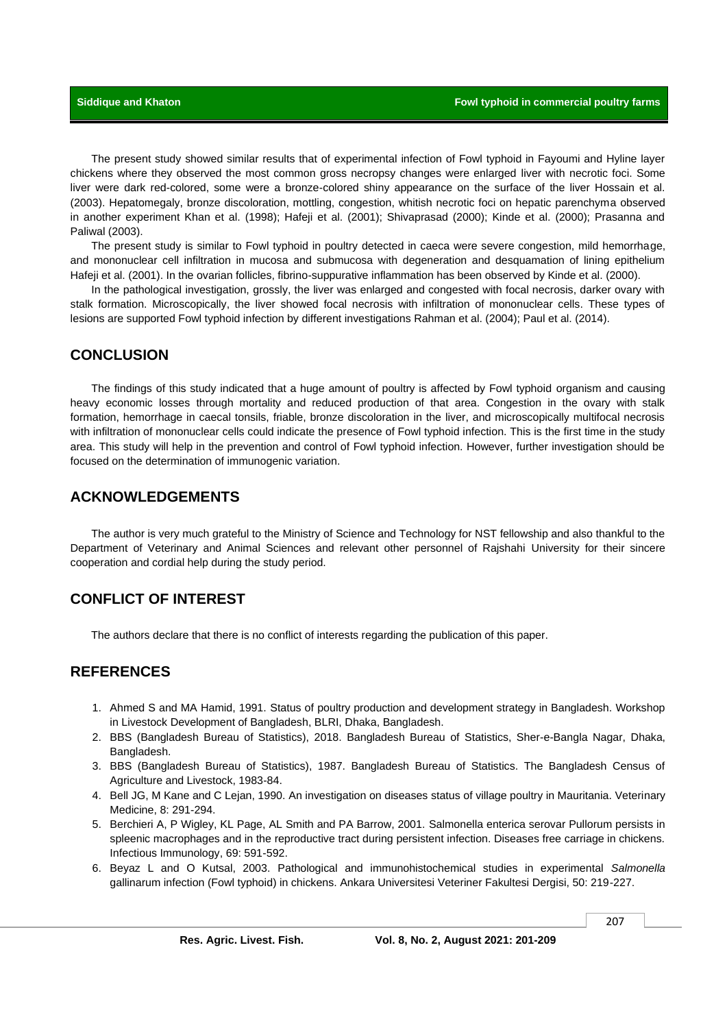The present study showed similar results that of experimental infection of Fowl typhoid in Fayoumi and Hyline layer chickens where they observed the most common gross necropsy changes were enlarged liver with necrotic foci. Some liver were dark red-colored, some were a bronze-colored shiny appearance on the surface of the liver Hossain et al. (2003). Hepatomegaly, bronze discoloration, mottling, congestion, whitish necrotic foci on hepatic parenchyma observed in another experiment Khan et al. (1998); Hafeji et al. (2001); Shivaprasad (2000); Kinde et al. (2000); Prasanna and Paliwal (2003).

The present study is similar to Fowl typhoid in poultry detected in caeca were severe congestion, mild hemorrhage, and mononuclear cell infiltration in mucosa and submucosa with degeneration and desquamation of lining epithelium Hafeji et al. (2001). In the ovarian follicles, fibrino-suppurative inflammation has been observed by Kinde et al. (2000).

In the pathological investigation, grossly, the liver was enlarged and congested with focal necrosis, darker ovary with stalk formation. Microscopically, the liver showed focal necrosis with infiltration of mononuclear cells. These types of lesions are supported Fowl typhoid infection by different investigations Rahman et al. (2004); Paul et al. (2014).

## CONCLUSION

The findings of this study indicated that a huge amount of poultry is affected by Fowl typhoid organism and causing heavy economic losses through mortality and reduced production of that area. Congestion in the ovary with stalk formation, hemorrhage in caecal tonsils, friable, bronze discoloration in the liver, and microscopically multifocal necrosis with infiltration of mononuclear cells could indicate the presence of Fowl typhoid infection. This is the first time in the study area. This study will help in the prevention and control of Fowl typhoid infection. However, further investigation should be focused on the determination of immunogenic variation.

## ACKNOWLEDGEMENTS

The author is very much grateful to the Ministry of Science and Technology for NST fellowship and also thankful to the Department of Veterinary and Animal Sciences and relevant other personnel of Rajshahi University for their sincere cooperation and cordial help during the study period.

## CONFLICT OF INTEREST

The authors declare that there is no conflict of interests regarding the publication of this paper.

## REFERENCES

1. Ahmed S and MA Hamid, 1991. Status of poultry production and development strategy in Bangladesh. Workshop in Livestock Development of Bangladesh, BLRI, Dhaka, Bangladesh.
2. BBS (Bangladesh Bureau of Statistics), 2018. Bangladesh Bureau of Statistics, Sher-e-Bangla Nagar, Dhaka, Bangladesh.
3. BBS (Bangladesh Bureau of Statistics), 1987. Bangladesh Bureau of Statistics. The Bangladesh Census of Agriculture and Livestock, 1983-84.
4. Bell JG, M Kane and C Lejan, 1990. An investigation on diseases status of village poultry in Mauritania. Veterinary Medicine, 8: 291-294.
5. Berchieri A, P Wigley, KL Page, AL Smith and PA Barrow, 2001. Salmonella enterica serovar Pullorum persists in spleenic macrophages and in the reproductive tract during persistent infection. Diseases free carriage in chickens. Infectious Immunology, 69: 591-592.
6. Beyaz L and O Kutsal, 2003. Pathological and immunohistochemical studies in experimental *Salmonella* gallinarum infection (Fowl typhoid) in chickens. Ankara Universitesi Veteriner Fakultesi Dergisi, 50: 219-227.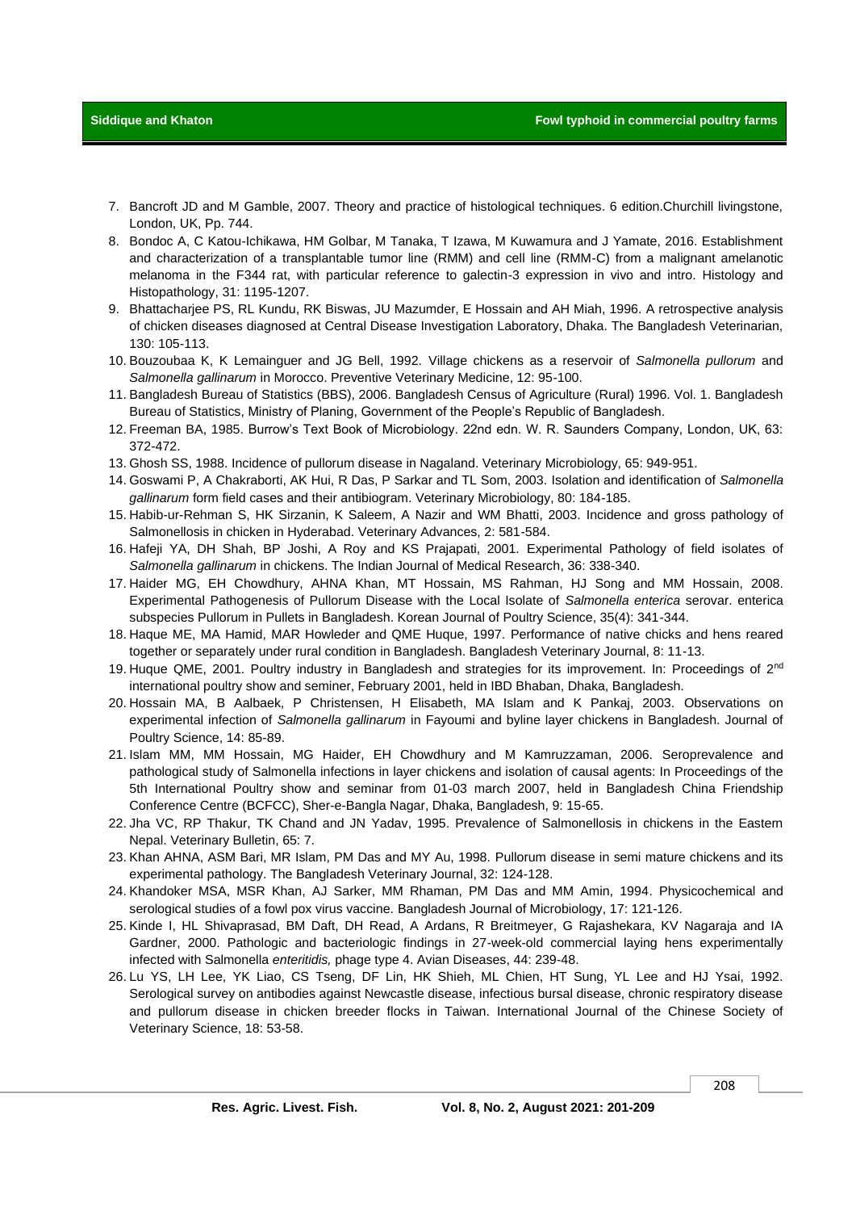7. Bancroft JD and M Gamble, 2007. Theory and practice of histological techniques. 6 edition.Churchill livingstone, London, UK, Pp. 744.
8. Bondoc A, C Katou-Ichikawa, HM Golbar, M Tanaka, T Izawa, M Kuwamura and J Yamate, 2016. Establishment and characterization of a transplantable tumor line (RMM) and cell line (RMM-C) from a malignant amelanotic melanoma in the F344 rat, with particular reference to galectin-3 expression in vivo and intro. Histology and Histopathology, 31: 1195-1207.
9. Bhattacharjee PS, RL Kundu, RK Biswas, JU Mazumder, E Hossain and AH Miah, 1996. A retrospective analysis of chicken diseases diagnosed at Central Disease Investigation Laboratory, Dhaka. The Bangladesh Veterinarian, 130: 105-113.
10. Bouzoubaa K, K Lemainguer and JG Bell, 1992. Village chickens as a reservoir of *Salmonella pullorum* and *Salmonella gallinarum* in Morocco. Preventive Veterinary Medicine, 12: 95-100.
11. Bangladesh Bureau of Statistics (BBS), 2006. Bangladesh Census of Agriculture (Rural) 1996. Vol. 1. Bangladesh Bureau of Statistics, Ministry of Planing, Government of the People's Republic of Bangladesh.
12. Freeman BA, 1985. Burrow's Text Book of Microbiology. 22nd edn. W. R. Saunders Company, London, UK, 63: 372-472.
13. Ghosh SS, 1988. Incidence of pullorum disease in Nagaland. Veterinary Microbiology, 65: 949-951.
14. Goswami P, A Chakraborti, AK Hui, R Das, P Sarkar and TL Som, 2003. Isolation and identification of *Salmonella gallinarum* form field cases and their antibiogram. Veterinary Microbiology, 80: 184-185.
15. Habib-ur-Rehman S, HK Sirzanin, K Saleem, A Nazir and WM Bhatti, 2003. Incidence and gross pathology of Salmonellosis in chicken in Hyderabad. Veterinary Advances, 2: 581-584.
16. Hafeji YA, DH Shah, BP Joshi, A Roy and KS Prajapati, 2001. Experimental Pathology of field isolates of *Salmonella gallinarum* in chickens. The Indian Journal of Medical Research, 36: 338-340.
17. Haider MG, EH Chowdhury, AHNA Khan, MT Hossain, MS Rahman, HJ Song and MM Hossain, 2008. Experimental Pathogenesis of Pullorum Disease with the Local Isolate of *Salmonella enterica* serovar. enterica subspecies Pullorum in Pullets in Bangladesh. Korean Journal of Poultry Science, 35(4): 341-344.
18. Haque ME, MA Hamid, MAR Howleder and QME Huque, 1997. Performance of native chicks and hens reared together or separately under rural condition in Bangladesh. Bangladesh Veterinary Journal, 8: 11-13.
19. Huque QME, 2001. Poultry industry in Bangladesh and strategies for its improvement. In: Proceedings of 2nd international poultry show and seminer, February 2001, held in IBD Bhaban, Dhaka, Bangladesh.
20. Hossain MA, B Aalbaek, P Christensen, H Elisabeth, MA Islam and K Pankaj, 2003. Observations on experimental infection of *Salmonella gallinarum* in Fayoumi and byline layer chickens in Bangladesh. Journal of Poultry Science, 14: 85-89.
21. Islam MM, MM Hossain, MG Haider, EH Chowdhury and M Kamruzzaman, 2006. Seroprevalence and pathological study of Salmonella infections in layer chickens and isolation of causal agents: In Proceedings of the 5th International Poultry show and seminar from 01-03 march 2007, held in Bangladesh China Friendship Conference Centre (BCFCC), Sher-e-Bangla Nagar, Dhaka, Bangladesh, 9: 15-65.
22. Jha VC, RP Thakur, TK Chand and JN Yadav, 1995. Prevalence of Salmonellosis in chickens in the Eastern Nepal. Veterinary Bulletin, 65: 7.
23. Khan AHNA, ASM Bari, MR Islam, PM Das and MY Au, 1998. Pullorum disease in semi mature chickens and its experimental pathology. The Bangladesh Veterinary Journal, 32: 124-128.
24. Khandoker MSA, MSR Khan, AJ Sarker, MM Rhaman, PM Das and MM Amin, 1994. Physicochemical and serological studies of a fowl pox virus vaccine. Bangladesh Journal of Microbiology, 17: 121-126.
25. Kinde I, HL Shivaprasad, BM Daft, DH Read, A Ardans, R Breitmeyer, G Rajashekara, KV Nagaraja and IA Gardner, 2000. Pathologic and bacteriologic findings in 27-week-old commercial laying hens experimentally infected with Salmonella *enteritidis,* phage type 4. Avian Diseases, 44: 239-48.
26. Lu YS, LH Lee, YK Liao, CS Tseng, DF Lin, HK Shieh, ML Chien, HT Sung, YL Lee and HJ Ysai, 1992. Serological survey on antibodies against Newcastle disease, infectious bursal disease, chronic respiratory disease and pullorum disease in chicken breeder flocks in Taiwan. International Journal of the Chinese Society of Veterinary Science, 18: 53-58.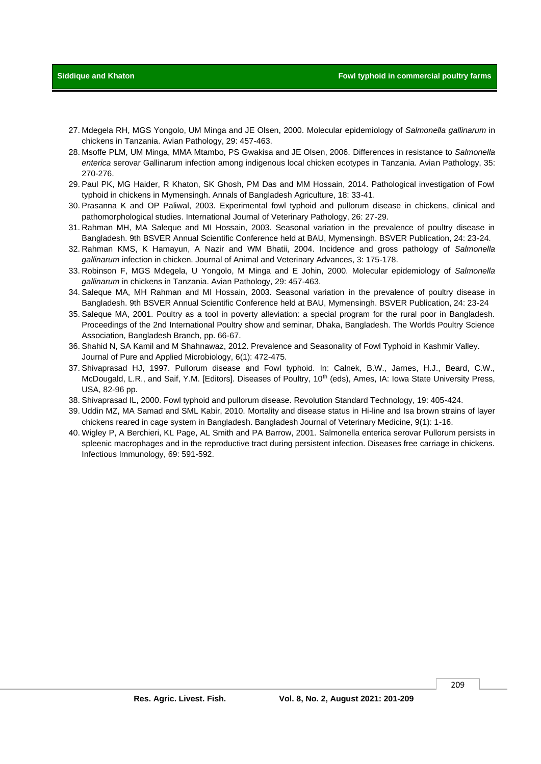27. Mdegela RH, MGS Yongolo, UM Minga and JE Olsen, 2000. Molecular epidemiology of *Salmonella gallinarum* in chickens in Tanzania. Avian Pathology, 29: 457-463.
28. Msoffe PLM, UM Minga, MMA Mtambo, PS Gwakisa and JE Olsen, 2006. Differences in resistance to *Salmonella enterica* serovar Gallinarum infection among indigenous local chicken ecotypes in Tanzania. Avian Pathology, 35: 270-276.
29. Paul PK, MG Haider, R Khaton, SK Ghosh, PM Das and MM Hossain, 2014. Pathological investigation of Fowl typhoid in chickens in Mymensingh. Annals of Bangladesh Agriculture, 18: 33-41.
30. Prasanna K and OP Paliwal, 2003. Experimental fowl typhoid and pullorum disease in chickens, clinical and pathomorphological studies. International Journal of Veterinary Pathology, 26: 27-29.
31. Rahman MH, MA Saleque and MI Hossain, 2003. Seasonal variation in the prevalence of poultry disease in Bangladesh. 9th BSVER Annual Scientific Conference held at BAU, Mymensingh. BSVER Publication, 24: 23-24.
32. Rahman KMS, K Hamayun, A Nazir and WM Bhatii, 2004. Incidence and gross pathology of *Salmonella gallinarum* infection in chicken. Journal of Animal and Veterinary Advances, 3: 175-178.
33. Robinson F, MGS Mdegela, U Yongolo, M Minga and E Johin, 2000. Molecular epidemiology of *Salmonella gallinarum* in chickens in Tanzania. Avian Pathology, 29: 457-463.
34. Saleque MA, MH Rahman and MI Hossain, 2003. Seasonal variation in the prevalence of poultry disease in Bangladesh. 9th BSVER Annual Scientific Conference held at BAU, Mymensingh. BSVER Publication, 24: 23-24
35. Saleque MA, 2001. Poultry as a tool in poverty alleviation: a special program for the rural poor in Bangladesh. Proceedings of the 2nd International Poultry show and seminar, Dhaka, Bangladesh. The Worlds Poultry Science Association, Bangladesh Branch, pp. 66-67.
36. Shahid N, SA Kamil and M Shahnawaz, 2012. Prevalence and Seasonality of Fowl Typhoid in Kashmir Valley. Journal of Pure and Applied Microbiology, 6(1): 472-475.
37. Shivaprasad HJ, 1997. Pullorum disease and Fowl typhoid. In: Calnek, B.W., Jarnes, H.J., Beard, C.W., McDougald, L.R., and Saif, Y.M. [Editors]. Diseases of Poultry, 10th (eds), Ames, IA: Iowa State University Press, USA, 82-96 pp.
38. Shivaprasad IL, 2000. Fowl typhoid and pullorum disease. Revolution Standard Technology, 19: 405-424.
39. Uddin MZ, MA Samad and SML Kabir, 2010. Mortality and disease status in Hi-line and Isa brown strains of layer chickens reared in cage system in Bangladesh. Bangladesh Journal of Veterinary Medicine, 9(1): 1-16.
40. Wigley P, A Berchieri, KL Page, AL Smith and PA Barrow, 2001. Salmonella enterica serovar Pullorum persists in spleenic macrophages and in the reproductive tract during persistent infection. Diseases free carriage in chickens. Infectious Immunology, 69: 591-592.